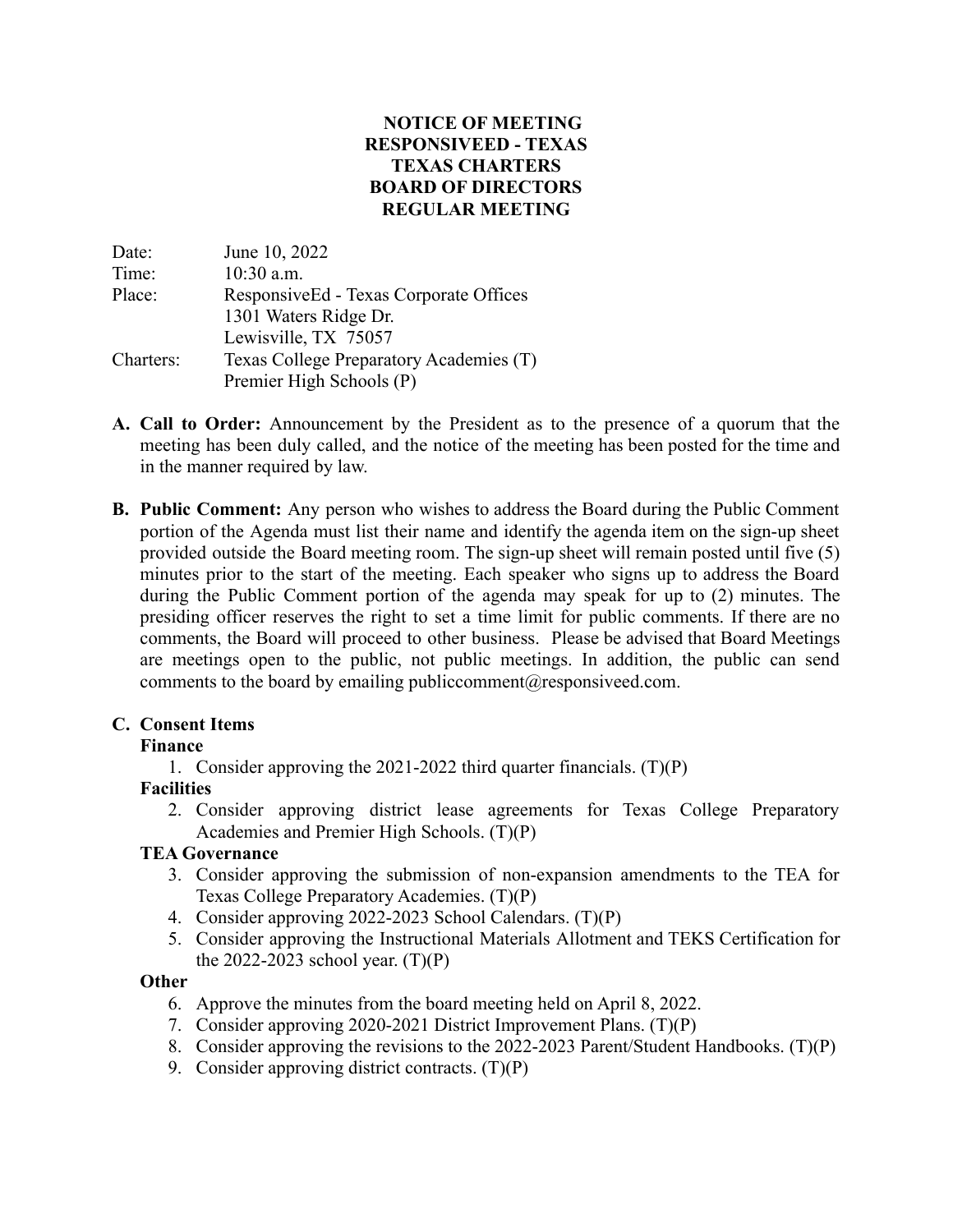# NOTICE OF MEETING
# RESPONSIVEED - TEXAS
# TEXAS CHARTERS
# BOARD OF DIRECTORS
# REGULAR MEETING

Date: June 10, 2022
Time: 10:30 a.m.
Place: ResponsiveEd - Texas Corporate Offices
1301 Waters Ridge Dr.
Lewisville, TX 75057
Charters: Texas College Preparatory Academies (T)
Premier High Schools (P)

**A. Call to Order:** Announcement by the President as to the presence of a quorum that the meeting has been duly called, and the notice of the meeting has been posted for the time and in the manner required by law.

**B. Public Comment:** Any person who wishes to address the Board during the Public Comment portion of the Agenda must list their name and identify the agenda item on the sign-up sheet provided outside the Board meeting room. The sign-up sheet will remain posted until five (5) minutes prior to the start of the meeting. Each speaker who signs up to address the Board during the Public Comment portion of the agenda may speak for up to (2) minutes. The presiding officer reserves the right to set a time limit for public comments. If there are no comments, the Board will proceed to other business. Please be advised that Board Meetings are meetings open to the public, not public meetings. In addition, the public can send comments to the board by emailing publiccomment@responsiveed.com.

**C. Consent Items**

**Finance**

1. Consider approving the 2021-2022 third quarter financials. (T)(P)

**Facilities**

2. Consider approving district lease agreements for Texas College Preparatory Academies and Premier High Schools. (T)(P)

**TEA Governance**

3. Consider approving the submission of non-expansion amendments to the TEA for Texas College Preparatory Academies. (T)(P)
4. Consider approving 2022-2023 School Calendars. (T)(P)
5. Consider approving the Instructional Materials Allotment and TEKS Certification for the 2022-2023 school year. (T)(P)

**Other**

6. Approve the minutes from the board meeting held on April 8, 2022.
7. Consider approving 2020-2021 District Improvement Plans. (T)(P)
8. Consider approving the revisions to the 2022-2023 Parent/Student Handbooks. (T)(P)
9. Consider approving district contracts. (T)(P)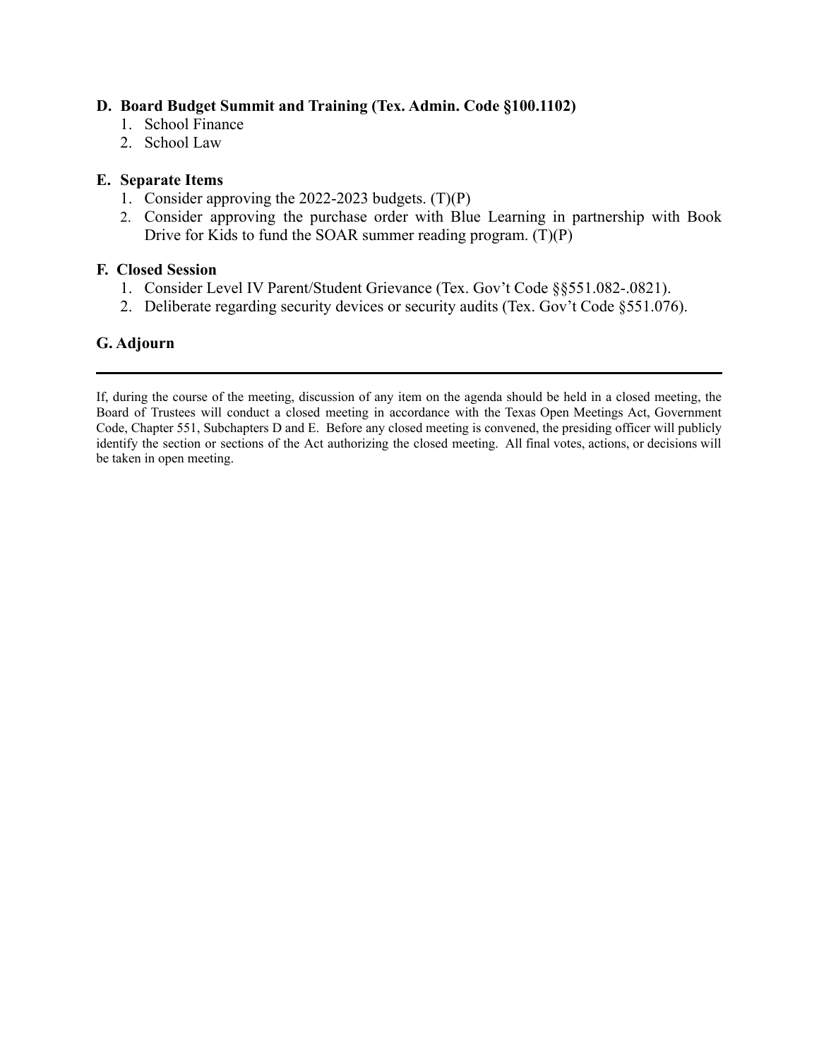**D. Board Budget Summit and Training (Tex. Admin. Code §100.1102)**

1. School Finance
2. School Law

**E. Separate Items**

1. Consider approving the 2022-2023 budgets. (T)(P)
2. Consider approving the purchase order with Blue Learning in partnership with Book Drive for Kids to fund the SOAR summer reading program. (T)(P)

**F. Closed Session**

1. Consider Level IV Parent/Student Grievance (Tex. Gov't Code §§551.082-.0821).
2. Deliberate regarding security devices or security audits (Tex. Gov't Code §551.076).

**G. Adjourn**

---

If, during the course of the meeting, discussion of any item on the agenda should be held in a closed meeting, the Board of Trustees will conduct a closed meeting in accordance with the Texas Open Meetings Act, Government Code, Chapter 551, Subchapters D and E. Before any closed meeting is convened, the presiding officer will publicly identify the section or sections of the Act authorizing the closed meeting. All final votes, actions, or decisions will be taken in open meeting.